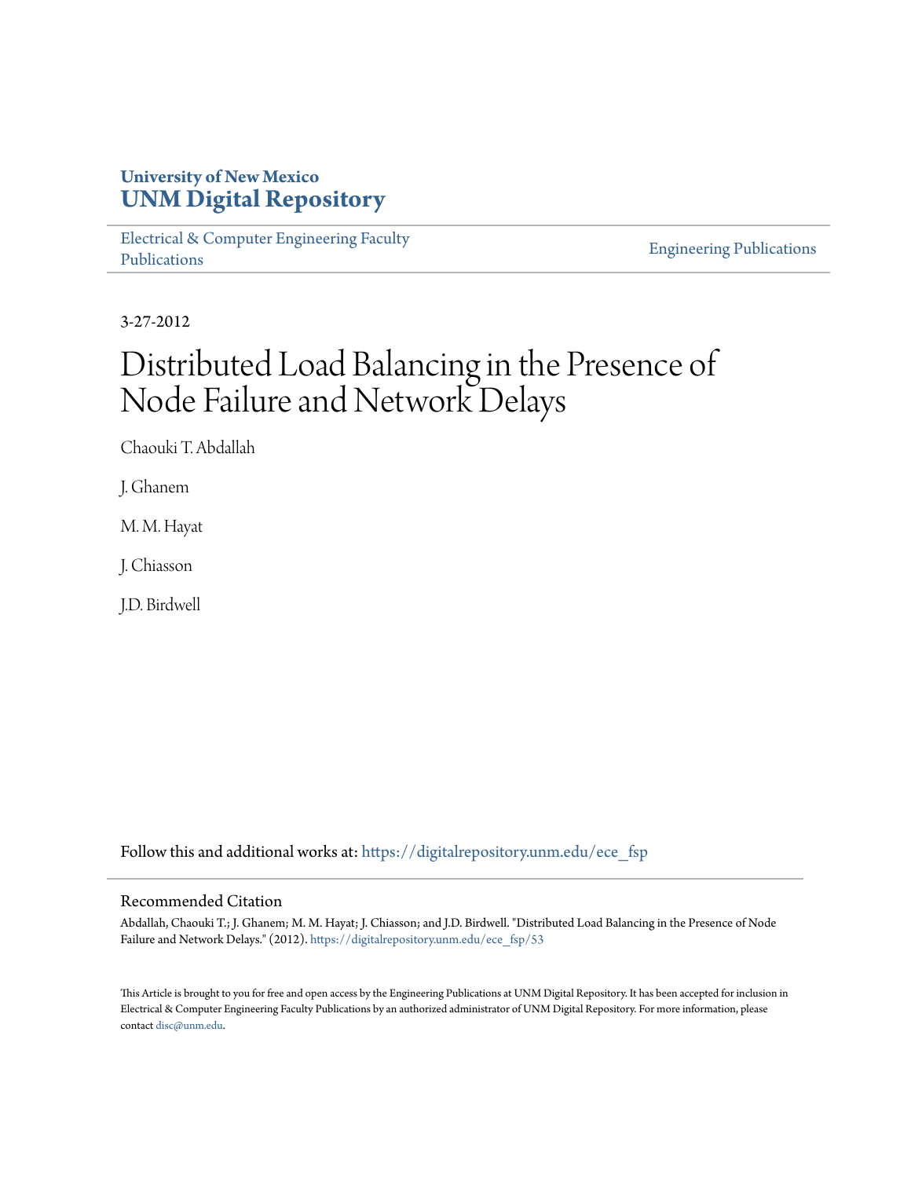University of New Mexico
**UNM Digital Repository**

Electrical & Computer Engineering Faculty Publications

Engineering Publications

3-27-2012

# Distributed Load Balancing in the Presence of Node Failure and Network Delays

Chaouki T. Abdallah

J. Ghanem

M. M. Hayat

J. Chiasson

J.D. Birdwell

Follow this and additional works at: https://digitalrepository.unm.edu/ece_fsp

## Recommended Citation

Abdallah, Chaouki T.; J. Ghanem; M. M. Hayat; J. Chiasson; and J.D. Birdwell. "Distributed Load Balancing in the Presence of Node Failure and Network Delays." (2012). https://digitalrepository.unm.edu/ece_fsp/53

This Article is brought to you for free and open access by the Engineering Publications at UNM Digital Repository. It has been accepted for inclusion in Electrical & Computer Engineering Faculty Publications by an authorized administrator of UNM Digital Repository. For more information, please contact disc@unm.edu.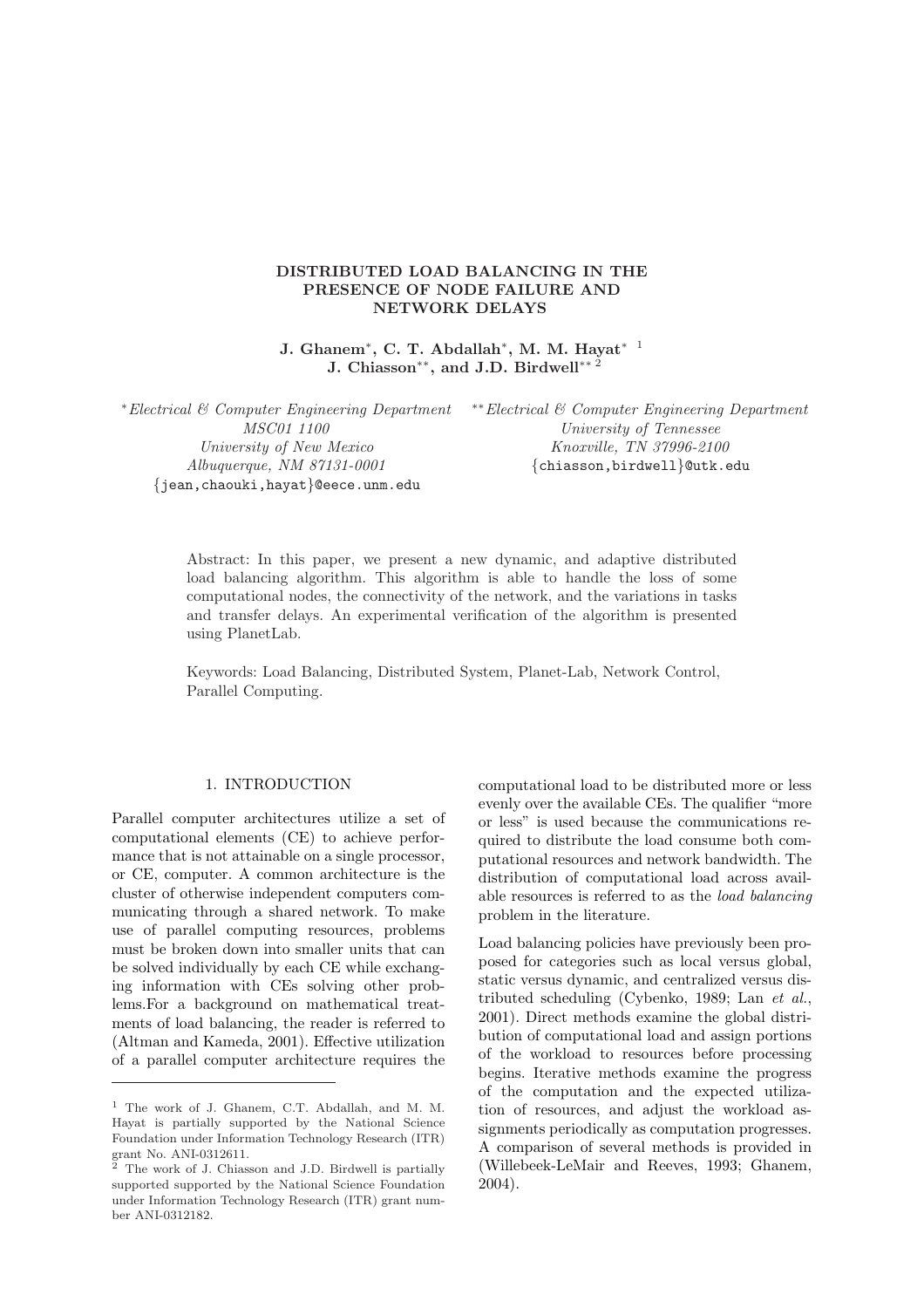# DISTRIBUTED LOAD BALANCING IN THE PRESENCE OF NODE FAILURE AND NETWORK DELAYS

**J. Ghanem\*, C. T. Abdallah\*, M. M. Hayat\*** [1]
**J. Chiasson\*\*, and J.D. Birdwell\*\*** [2]

\* *Electrical & Computer Engineering Department*
*MSC01 1100*
*University of New Mexico*
*Albuquerque, NM 87131-0001*
{jean,chaouki,hayat}@eece.unm.edu

\*\* *Electrical & Computer Engineering Department*
*University of Tennessee*
*Knoxville, TN 37996-2100*
{chiasson,birdwell}@utk.edu

Abstract: In this paper, we present a new dynamic, and adaptive distributed load balancing algorithm. This algorithm is able to handle the loss of some computational nodes, the connectivity of the network, and the variations in tasks and transfer delays. An experimental verification of the algorithm is presented using PlanetLab.

Keywords: Load Balancing, Distributed System, Planet-Lab, Network Control, Parallel Computing.

## 1. INTRODUCTION

Parallel computer architectures utilize a set of computational elements (CE) to achieve performance that is not attainable on a single processor, or CE, computer. A common architecture is the cluster of otherwise independent computers communicating through a shared network. To make use of parallel computing resources, problems must be broken down into smaller units that can be solved individually by each CE while exchanging information with CEs solving other problems.For a background on mathematical treatments of load balancing, the reader is referred to (Altman and Kameda, 2001). Effective utilization of a parallel computer architecture requires the computational load to be distributed more or less evenly over the available CEs. The qualifier "more or less" is used because the communications required to distribute the load consume both computational resources and network bandwidth. The distribution of computational load across available resources is referred to as the *load balancing* problem in the literature.

Load balancing policies have previously been proposed for categories such as local versus global, static versus dynamic, and centralized versus distributed scheduling (Cybenko, 1989; Lan *et al.*, 2001). Direct methods examine the global distribution of computational load and assign portions of the workload to resources before processing begins. Iterative methods examine the progress of the computation and the expected utilization of resources, and adjust the workload assignments periodically as computation progresses. A comparison of several methods is provided in (Willebeek-LeMair and Reeves, 1993; Ghanem, 2004).

[1] The work of J. Ghanem, C.T. Abdallah, and M. M. Hayat is partially supported by the National Science Foundation under Information Technology Research (ITR) grant No. ANI-0312611.

[2] The work of J. Chiasson and J.D. Birdwell is partially supported supported by the National Science Foundation under Information Technology Research (ITR) grant number ANI-0312182.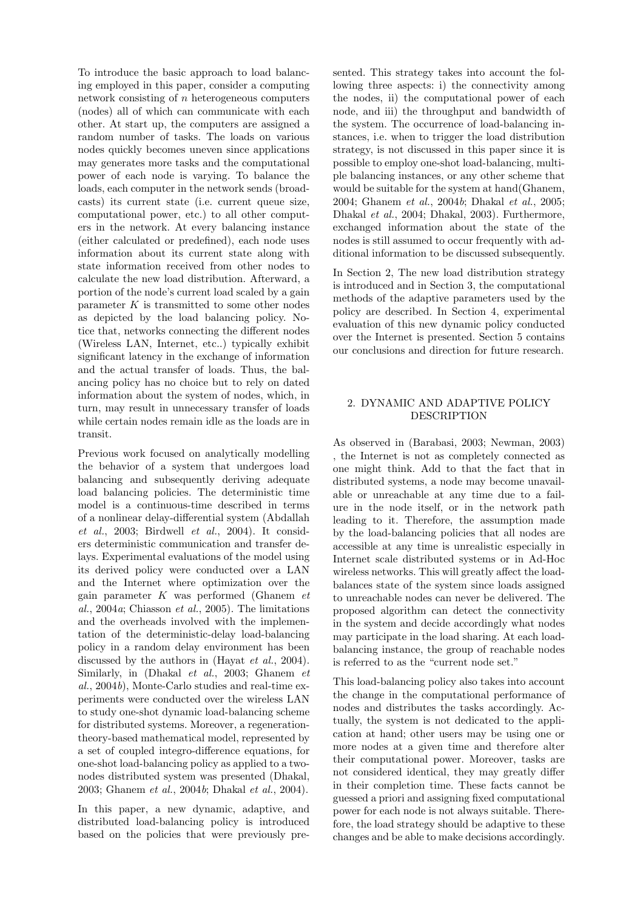To introduce the basic approach to load balancing employed in this paper, consider a computing network consisting of $n$ heterogeneous computers (nodes) all of which can communicate with each other. At start up, the computers are assigned a random number of tasks. The loads on various nodes quickly becomes uneven since applications may generates more tasks and the computational power of each node is varying. To balance the loads, each computer in the network sends (broadcasts) its current state (i.e. current queue size, computational power, etc.) to all other computers in the network. At every balancing instance (either calculated or predefined), each node uses information about its current state along with state information received from other nodes to calculate the new load distribution. Afterward, a portion of the node's current load scaled by a gain parameter $K$ is transmitted to some other nodes as depicted by the load balancing policy. Notice that, networks connecting the different nodes (Wireless LAN, Internet, etc..) typically exhibit significant latency in the exchange of information and the actual transfer of loads. Thus, the balancing policy has no choice but to rely on dated information about the system of nodes, which, in turn, may result in unnecessary transfer of loads while certain nodes remain idle as the loads are in transit.

Previous work focused on analytically modelling the behavior of a system that undergoes load balancing and subsequently deriving adequate load balancing policies. The deterministic time model is a continuous-time described in terms of a nonlinear delay-differential system (Abdallah *et al.*, 2003; Birdwell *et al.*, 2004). It considers deterministic communication and transfer delays. Experimental evaluations of the model using its derived policy were conducted over a LAN and the Internet where optimization over the gain parameter $K$ was performed (Ghanem *et al.*, 2004*a*; Chiasson *et al.*, 2005). The limitations and the overheads involved with the implementation of the deterministic-delay load-balancing policy in a random delay environment has been discussed by the authors in (Hayat *et al.*, 2004). Similarly, in (Dhakal *et al.*, 2003; Ghanem *et al.*, 2004*b*), Monte-Carlo studies and real-time experiments were conducted over the wireless LAN to study one-shot dynamic load-balancing scheme for distributed systems. Moreover, a regeneration-theory-based mathematical model, represented by a set of coupled integro-difference equations, for one-shot load-balancing policy as applied to a two-nodes distributed system was presented (Dhakal, 2003; Ghanem *et al.*, 2004*b*; Dhakal *et al.*, 2004).

In this paper, a new dynamic, adaptive, and distributed load-balancing policy is introduced based on the policies that were previously presented. This strategy takes into account the following three aspects: i) the connectivity among the nodes, ii) the computational power of each node, and iii) the throughput and bandwidth of the system. The occurrence of load-balancing instances, i.e. when to trigger the load distribution strategy, is not discussed in this paper since it is possible to employ one-shot load-balancing, multiple balancing instances, or any other scheme that would be suitable for the system at hand(Ghanem, 2004; Ghanem *et al.*, 2004*b*; Dhakal *et al.*, 2005; Dhakal *et al.*, 2004; Dhakal, 2003). Furthermore, exchanged information about the state of the nodes is still assumed to occur frequently with additional information to be discussed subsequently.

In Section 2, The new load distribution strategy is introduced and in Section 3, the computational methods of the adaptive parameters used by the policy are described. In Section 4, experimental evaluation of this new dynamic policy conducted over the Internet is presented. Section 5 contains our conclusions and direction for future research.

## 2. DYNAMIC AND ADAPTIVE POLICY DESCRIPTION

As observed in (Barabasi, 2003; Newman, 2003) , the Internet is not as completely connected as one might think. Add to that the fact that in distributed systems, a node may become unavailable or unreachable at any time due to a failure in the node itself, or in the network path leading to it. Therefore, the assumption made by the load-balancing policies that all nodes are accessible at any time is unrealistic especially in Internet scale distributed systems or in Ad-Hoc wireless networks. This will greatly affect the load-balances state of the system since loads assigned to unreachable nodes can never be delivered. The proposed algorithm can detect the connectivity in the system and decide accordingly what nodes may participate in the load sharing. At each load-balancing instance, the group of reachable nodes is referred to as the "current node set."

This load-balancing policy also takes into account the change in the computational performance of nodes and distributes the tasks accordingly. Actually, the system is not dedicated to the application at hand; other users may be using one or more nodes at a given time and therefore alter their computational power. Moreover, tasks are not considered identical, they may greatly differ in their completion time. These facts cannot be guessed a priori and assigning fixed computational power for each node is not always suitable. Therefore, the load strategy should be adaptive to these changes and be able to make decisions accordingly.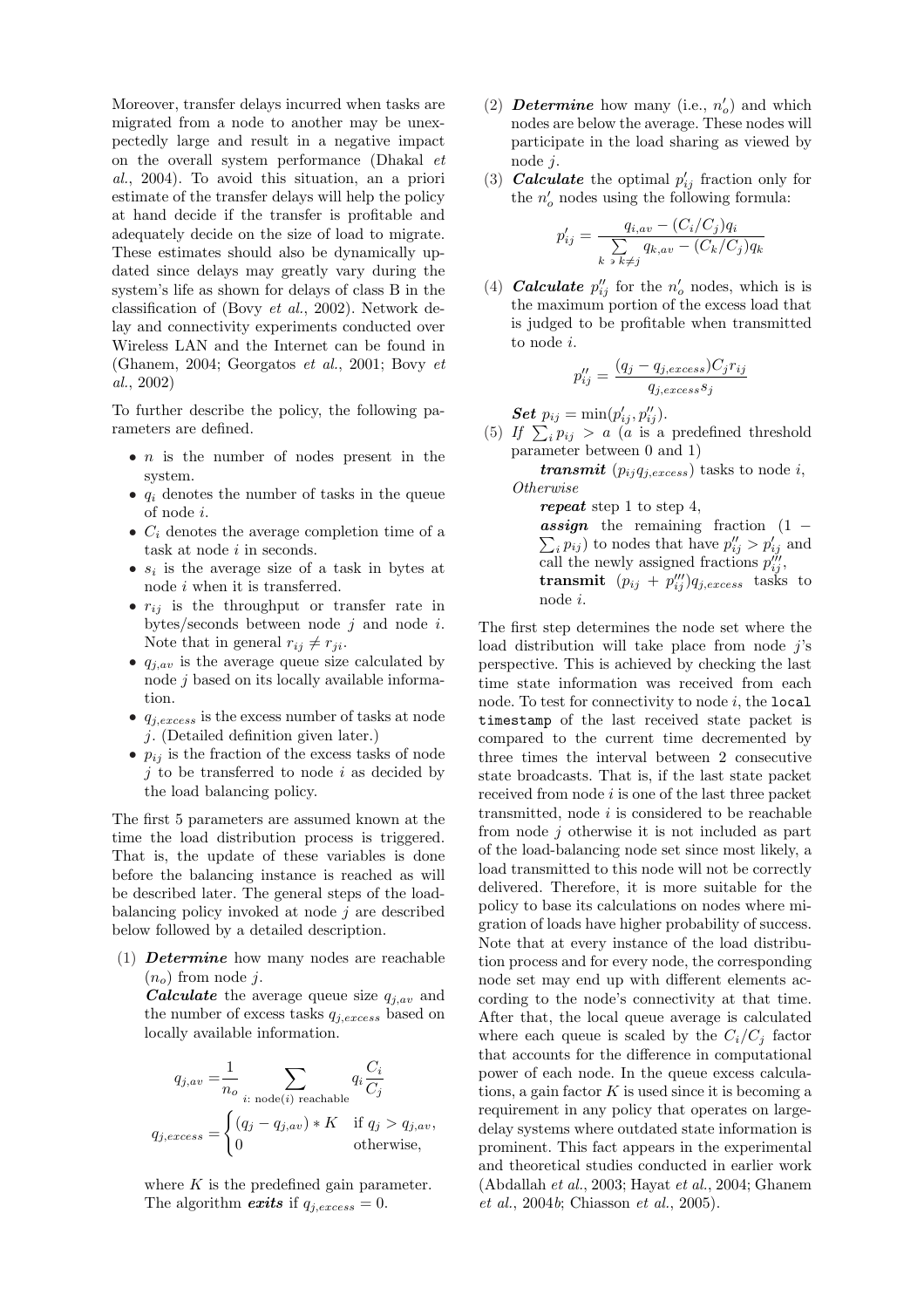Moreover, transfer delays incurred when tasks are migrated from a node to another may be unexpectedly large and result in a negative impact on the overall system performance (Dhakal *et al.*, 2004). To avoid this situation, an a priori estimate of the transfer delays will help the policy at hand decide if the transfer is profitable and adequately decide on the size of load to migrate. These estimates should also be dynamically updated since delays may greatly vary during the system's life as shown for delays of class B in the classification of (Bovy *et al.*, 2002). Network delay and connectivity experiments conducted over Wireless LAN and the Internet can be found in (Ghanem, 2004; Georgatos *et al.*, 2001; Bovy *et al.*, 2002)

To further describe the policy, the following parameters are defined.

- $n$ is the number of nodes present in the system.
- $q_i$ denotes the number of tasks in the queue of node $i$.
- $C_i$ denotes the average completion time of a task at node $i$ in seconds.
- $s_i$ is the average size of a task in bytes at node $i$ when it is transferred.
- $r_{ij}$ is the throughput or transfer rate in bytes/seconds between node $j$ and node $i$. Note that in general $r_{ij} \neq r_{ji}$.
- $q_{j,av}$ is the average queue size calculated by node $j$ based on its locally available information.
- $q_{j,excess}$ is the excess number of tasks at node $j$. (Detailed definition given later.)
- $p_{ij}$ is the fraction of the excess tasks of node $j$ to be transferred to node $i$ as decided by the load balancing policy.

The first 5 parameters are assumed known at the time the load distribution process is triggered. That is, the update of these variables is done before the balancing instance is reached as will be described later. The general steps of the load-balancing policy invoked at node $j$ are described below followed by a detailed description.

(1) ***Determine*** how many nodes are reachable ($n_o$) from node $j$.
***Calculate*** the average queue size $q_{j,av}$ and the number of excess tasks $q_{j,excess}$ based on locally available information.

$$q_{j,av} = \frac{1}{n_o} \sum_{i:\ \text{node}(i)\ \text{reachable}} q_i \frac{C_i}{C_j}$$

$$q_{j,excess} = \begin{cases} (q_j - q_{j,av}) * K & \text{if } q_j > q_{j,av}, \\ 0 & \text{otherwise,} \end{cases}$$

where $K$ is the predefined gain parameter. The algorithm ***exits*** if $q_{j,excess} = 0$.

(2) ***Determine*** how many (i.e., $n'_o$) and which nodes are below the average. These nodes will participate in the load sharing as viewed by node $j$.

(3) ***Calculate*** the optimal $p'_{ij}$ fraction only for the $n'_o$ nodes using the following formula:

$$p'_{ij} = \frac{q_{i,av} - (C_i/C_j)q_i}{\sum_{k \ni k \neq j} q_{k,av} - (C_k/C_j)q_k}$$

(4) ***Calculate*** $p''_{ij}$ for the $n'_o$ nodes, which is is the maximum portion of the excess load that is judged to be profitable when transmitted to node $i$.

$$p''_{ij} = \frac{(q_j - q_{j,excess})C_j r_{ij}}{q_{j,excess} s_j}$$

***Set*** $p_{ij} = \min(p'_{ij}, p''_{ij})$.

(5) *If* $\sum_i p_{ij} > a$ ($a$ is a predefined threshold parameter between 0 and 1)
***transmit*** $(p_{ij} q_{j,excess})$ tasks to node $i$,
*Otherwise*
***repeat*** step 1 to step 4,
***assign*** the remaining fraction $(1 - \sum_i p_{ij})$ to nodes that have $p''_{ij} > p'_{ij}$ and call the newly assigned fractions $p'''_{ij}$,
**transmit** $(p_{ij} + p'''_{ij})q_{j,excess}$ tasks to node $i$.

The first step determines the node set where the load distribution will take place from node $j$'s perspective. This is achieved by checking the last time state information was received from each node. To test for connectivity to node $i$, the `local timestamp` of the last received state packet is compared to the current time decremented by three times the interval between 2 consecutive state broadcasts. That is, if the last state packet received from node $i$ is one of the last three packet transmitted, node $i$ is considered to be reachable from node $j$ otherwise it is not included as part of the load-balancing node set since most likely, a load transmitted to this node will not be correctly delivered. Therefore, it is more suitable for the policy to base its calculations on nodes where migration of loads have higher probability of success. Note that at every instance of the load distribution process and for every node, the corresponding node set may end up with different elements according to the node's connectivity at that time. After that, the local queue average is calculated where each queue is scaled by the $C_i/C_j$ factor that accounts for the difference in computational power of each node. In the queue excess calculations, a gain factor $K$ is used since it is becoming a requirement in any policy that operates on large-delay systems where outdated state information is prominent. This fact appears in the experimental and theoretical studies conducted in earlier work (Abdallah *et al.*, 2003; Hayat *et al.*, 2004; Ghanem *et al.*, 2004*b*; Chiasson *et al.*, 2005).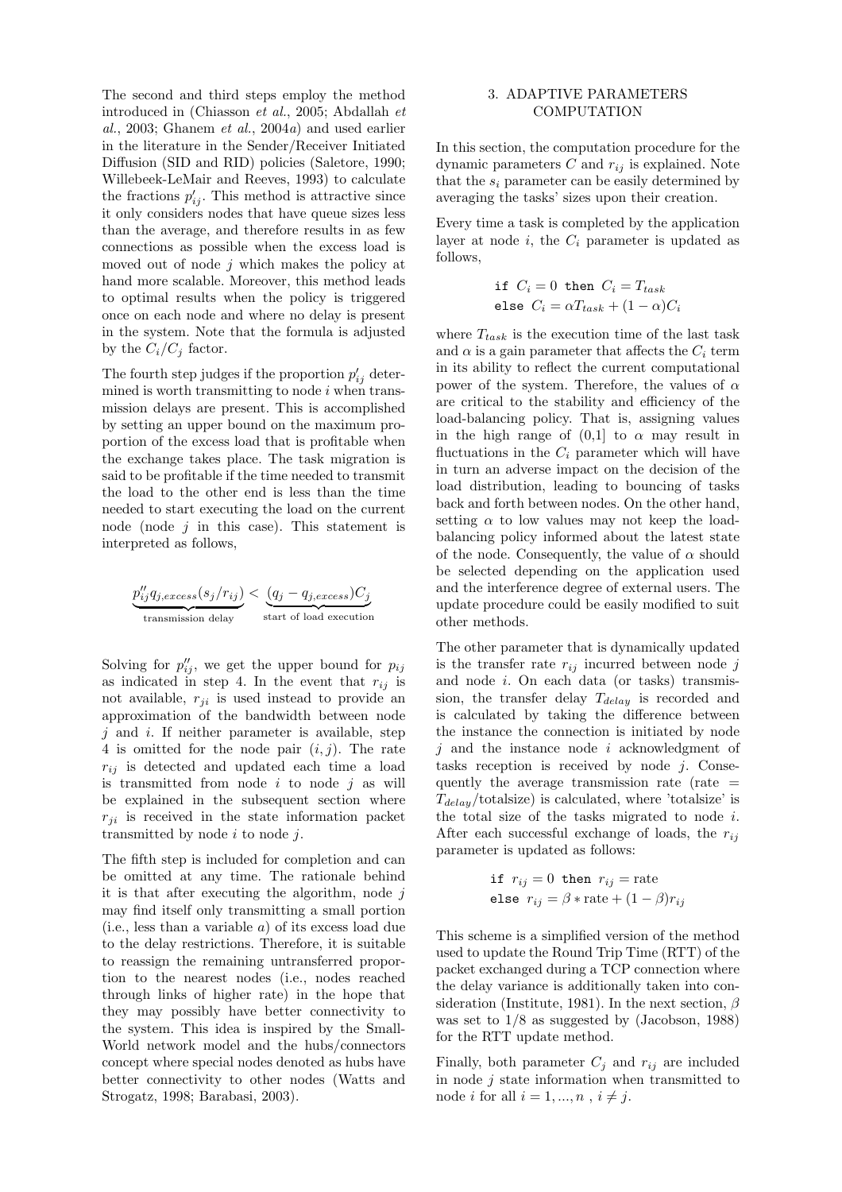The second and third steps employ the method introduced in (Chiasson *et al.*, 2005; Abdallah *et al.*, 2003; Ghanem *et al.*, 2004*a*) and used earlier in the literature in the Sender/Receiver Initiated Diffusion (SID and RID) policies (Saletore, 1990; Willebeek-LeMair and Reeves, 1993) to calculate the fractions $p'_{ij}$. This method is attractive since it only considers nodes that have queue sizes less than the average, and therefore results in as few connections as possible when the excess load is moved out of node $j$ which makes the policy at hand more scalable. Moreover, this method leads to optimal results when the policy is triggered once on each node and where no delay is present in the system. Note that the formula is adjusted by the $C_i/C_j$ factor.

The fourth step judges if the proportion $p'_{ij}$ determined is worth transmitting to node $i$ when transmission delays are present. This is accomplished by setting an upper bound on the maximum proportion of the excess load that is profitable when the exchange takes place. The task migration is said to be profitable if the time needed to transmit the load to the other end is less than the time needed to start executing the load on the current node (node $j$ in this case). This statement is interpreted as follows,

$$\underbrace{p''_{ij} q_{j,excess}(s_j/r_{ij})}_{\text{transmission delay}} < \underbrace{(q_j - q_{j,excess})C_j}_{\text{start of load execution}}$$

Solving for $p''_{ij}$, we get the upper bound for $p_{ij}$ as indicated in step 4. In the event that $r_{ij}$ is not available, $r_{ji}$ is used instead to provide an approximation of the bandwidth between node $j$ and $i$. If neither parameter is available, step 4 is omitted for the node pair $(i, j)$. The rate $r_{ij}$ is detected and updated each time a load is transmitted from node $i$ to node $j$ as will be explained in the subsequent section where $r_{ji}$ is received in the state information packet transmitted by node $i$ to node $j$.

The fifth step is included for completion and can be omitted at any time. The rationale behind it is that after executing the algorithm, node $j$ may find itself only transmitting a small portion (i.e., less than a variable $a$) of its excess load due to the delay restrictions. Therefore, it is suitable to reassign the remaining untransferred proportion to the nearest nodes (i.e., nodes reached through links of higher rate) in the hope that they may possibly have better connectivity to the system. This idea is inspired by the Small-World network model and the hubs/connectors concept where special nodes denoted as hubs have better connectivity to other nodes (Watts and Strogatz, 1998; Barabasi, 2003).

## 3. ADAPTIVE PARAMETERS COMPUTATION

In this section, the computation procedure for the dynamic parameters $C$ and $r_{ij}$ is explained. Note that the $s_i$ parameter can be easily determined by averaging the tasks' sizes upon their creation.

Every time a task is completed by the application layer at node $i$, the $C_i$ parameter is updated as follows,

$$\texttt{if } C_i = 0 \texttt{ then } C_i = T_{task}$$
$$\texttt{else } C_i = \alpha T_{task} + (1-\alpha)C_i$$

where $T_{task}$ is the execution time of the last task and $\alpha$ is a gain parameter that affects the $C_i$ term in its ability to reflect the current computational power of the system. Therefore, the values of $\alpha$ are critical to the stability and efficiency of the load-balancing policy. That is, assigning values in the high range of (0,1] to $\alpha$ may result in fluctuations in the $C_i$ parameter which will have in turn an adverse impact on the decision of the load distribution, leading to bouncing of tasks back and forth between nodes. On the other hand, setting $\alpha$ to low values may not keep the load-balancing policy informed about the latest state of the node. Consequently, the value of $\alpha$ should be selected depending on the application used and the interference degree of external users. The update procedure could be easily modified to suit other methods.

The other parameter that is dynamically updated is the transfer rate $r_{ij}$ incurred between node $j$ and node $i$. On each data (or tasks) transmission, the transfer delay $T_{delay}$ is recorded and is calculated by taking the difference between the instance the connection is initiated by node $j$ and the instance node $i$ acknowledgment of tasks reception is received by node $j$. Consequently the average transmission rate (rate $= T_{delay}/\text{totalsize}$) is calculated, where 'totalsize' is the total size of the tasks migrated to node $i$. After each successful exchange of loads, the $r_{ij}$ parameter is updated as follows:

$$\texttt{if } r_{ij} = 0 \texttt{ then } r_{ij} = \text{rate}$$
$$\texttt{else } r_{ij} = \beta * \text{rate} + (1-\beta)r_{ij}$$

This scheme is a simplified version of the method used to update the Round Trip Time (RTT) of the packet exchanged during a TCP connection where the delay variance is additionally taken into consideration (Institute, 1981). In the next section, $\beta$ was set to 1/8 as suggested by (Jacobson, 1988) for the RTT update method.

Finally, both parameter $C_j$ and $r_{ij}$ are included in node $j$ state information when transmitted to node $i$ for all $i = 1, ..., n$ , $i \neq j$.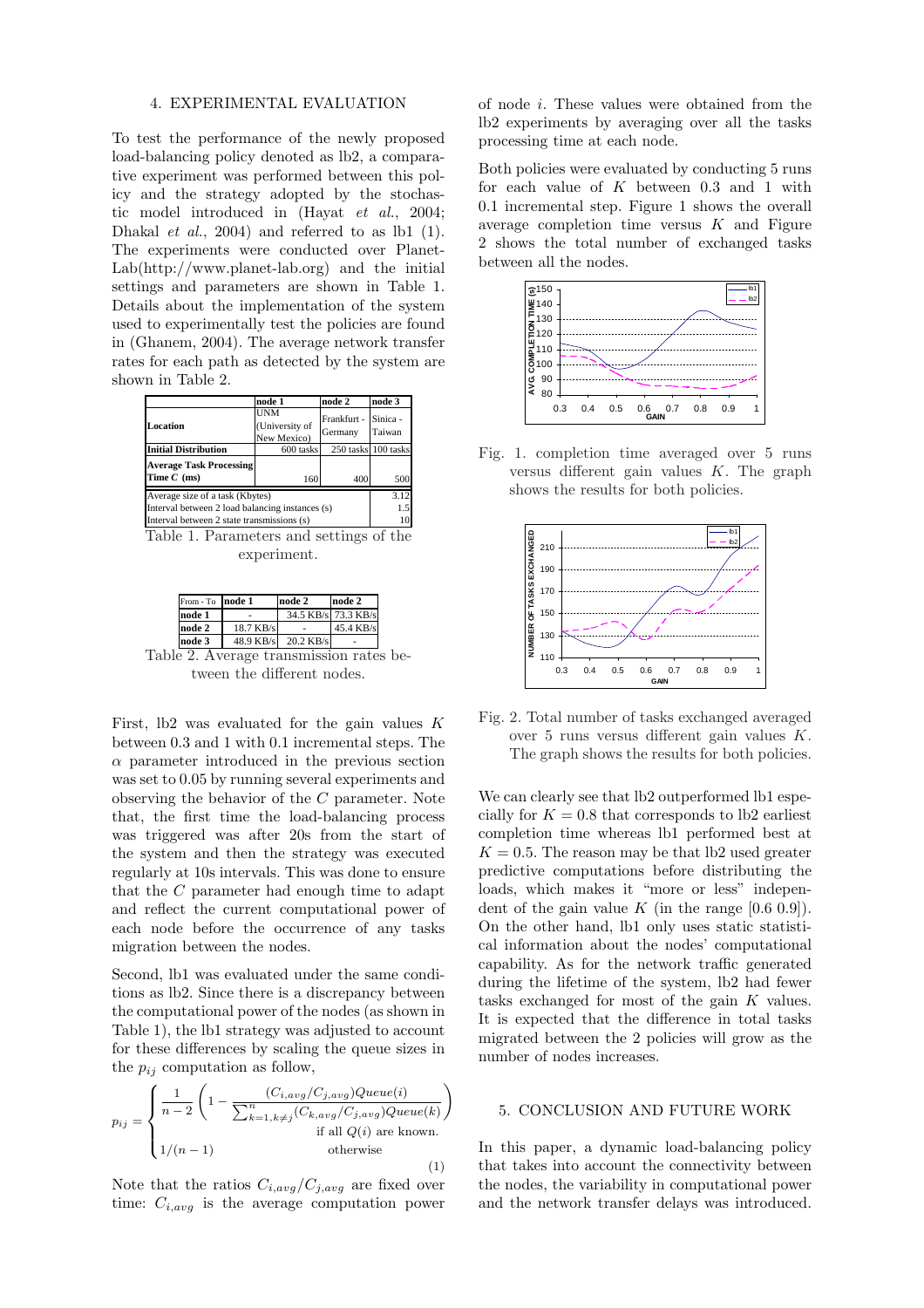## 4. EXPERIMENTAL EVALUATION

To test the performance of the newly proposed load-balancing policy denoted as lb2, a comparative experiment was performed between this policy and the strategy adopted by the stochastic model introduced in (Hayat *et al.*, 2004; Dhakal *et al.*, 2004) and referred to as lb1 (1). The experiments were conducted over Planet-Lab(http://www.planet-lab.org) and the initial settings and parameters are shown in Table 1. Details about the implementation of the system used to experimentally test the policies are found in (Ghanem, 2004). The average network transfer rates for each path as detected by the system are shown in Table 2.

| | node 1 | node 2 | node 3 |
|---|---|---|---|
| **Location** | UNM (University of New Mexico) | Frankfurt - Germany | Sinica - Taiwan |
| **Initial Distribution** | 600 tasks | 250 tasks | 100 tasks |
| **Average Task Processing Time $C$ (ms)** | 160 | 400 | 500 |
| Average size of a task (Kbytes) | | | 3.12 |
| Interval between 2 load balancing instances (s) | | | 1.5 |
| Interval between 2 state transmissions (s) | | | 10 |

Table 1. Parameters and settings of the experiment.

| From - To | node 1 | node 2 | node 2 |
|---|---|---|---|
| node 1 | - | 34.5 KB/s | 73.3 KB/s |
| node 2 | 18.7 KB/s | - | 45.4 KB/s |
| node 3 | 48.9 KB/s | 20.2 KB/s | - |

Table 2. Average transmission rates between the different nodes.

First, lb2 was evaluated for the gain values $K$ between 0.3 and 1 with 0.1 incremental steps. The $\alpha$ parameter introduced in the previous section was set to 0.05 by running several experiments and observing the behavior of the $C$ parameter. Note that, the first time the load-balancing process was triggered was after 20s from the start of the system and then the strategy was executed regularly at 10s intervals. This was done to ensure that the $C$ parameter had enough time to adapt and reflect the current computational power of each node before the occurrence of any tasks migration between the nodes.

Second, lb1 was evaluated under the same conditions as lb2. Since there is a discrepancy between the computational power of the nodes (as shown in Table 1), the lb1 strategy was adjusted to account for these differences by scaling the queue sizes in the $p_{ij}$ computation as follow,

$$p_{ij} = \begin{cases} \frac{1}{n-2}\left(1 - \frac{(C_{i,avg}/C_{j,avg})Queue(i)}{\sum_{k=1,k\neq j}^{n}(C_{k,avg}/C_{j,avg})Queue(k)}\right) & \text{if all } Q(i) \text{ are known.} \\ 1/(n-1) & \text{otherwise} \end{cases} \quad (1)$$

Note that the ratios $C_{i,avg}/C_{j,avg}$ are fixed over time: $C_{i,avg}$ is the average computation power of node $i$. These values were obtained from the lb2 experiments by averaging over all the tasks processing time at each node.

Both policies were evaluated by conducting 5 runs for each value of $K$ between 0.3 and 1 with 0.1 incremental step. Figure 1 shows the overall average completion time versus $K$ and Figure 2 shows the total number of exchanged tasks between all the nodes.

Fig. 1. completion time averaged over 5 runs versus different gain values $K$. The graph shows the results for both policies.

Fig. 2. Total number of tasks exchanged averaged over 5 runs versus different gain values $K$. The graph shows the results for both policies.

We can clearly see that lb2 outperformed lb1 especially for $K = 0.8$ that corresponds to lb2 earliest completion time whereas lb1 performed best at $K = 0.5$. The reason may be that lb2 used greater predictive computations before distributing the loads, which makes it "more or less" independent of the gain value $K$ (in the range [0.6 0.9]). On the other hand, lb1 only uses static statistical information about the nodes' computational capability. As for the network traffic generated during the lifetime of the system, lb2 had fewer tasks exchanged for most of the gain $K$ values. It is expected that the difference in total tasks migrated between the 2 policies will grow as the number of nodes increases.

## 5. CONCLUSION AND FUTURE WORK

In this paper, a dynamic load-balancing policy that takes into account the connectivity between the nodes, the variability in computational power and the network transfer delays was introduced.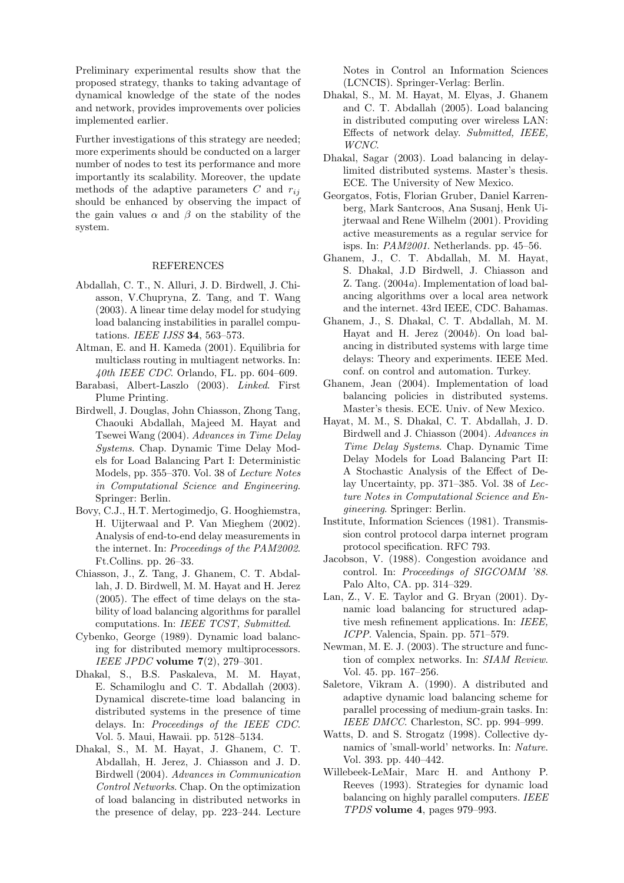Preliminary experimental results show that the proposed strategy, thanks to taking advantage of dynamical knowledge of the state of the nodes and network, provides improvements over policies implemented earlier.

Further investigations of this strategy are needed; more experiments should be conducted on a larger number of nodes to test its performance and more importantly its scalability. Moreover, the update methods of the adaptive parameters $C$ and $r_{ij}$ should be enhanced by observing the impact of the gain values $\alpha$ and $\beta$ on the stability of the system.

## REFERENCES

Abdallah, C. T., N. Alluri, J. D. Birdwell, J. Chiasson, V.Chupryna, Z. Tang, and T. Wang (2003). A linear time delay model for studying load balancing instabilities in parallel computations. *IEEE IJSS* **34**, 563–573.

Altman, E. and H. Kameda (2001). Equilibria for multiclass routing in multiagent networks. In: *40th IEEE CDC*. Orlando, FL. pp. 604–609.

Barabasi, Albert-Laszlo (2003). *Linked*. First Plume Printing.

Birdwell, J. Douglas, John Chiasson, Zhong Tang, Chaouki Abdallah, Majeed M. Hayat and Tsewei Wang (2004). *Advances in Time Delay Systems*. Chap. Dynamic Time Delay Models for Load Balancing Part I: Deterministic Models, pp. 355–370. Vol. 38 of *Lecture Notes in Computational Science and Engineering*. Springer: Berlin.

Bovy, C.J., H.T. Mertogimedjo, G. Hooghiemstra, H. Uijterwaal and P. Van Mieghem (2002). Analysis of end-to-end delay measurements in the internet. In: *Proceedings of the PAM2002*. Ft.Collins. pp. 26–33.

Chiasson, J., Z. Tang, J. Ghanem, C. T. Abdallah, J. D. Birdwell, M. M. Hayat and H. Jerez (2005). The effect of time delays on the stability of load balancing algorithms for parallel computations. In: *IEEE TCST, Submitted*.

Cybenko, George (1989). Dynamic load balancing for distributed memory multiprocessors. *IEEE JPDC* **volume 7**(2), 279–301.

Dhakal, S., B.S. Paskaleva, M. M. Hayat, E. Schamiloglu and C. T. Abdallah (2003). Dynamical discrete-time load balancing in distributed systems in the presence of time delays. In: *Proceedings of the IEEE CDC*. Vol. 5. Maui, Hawaii. pp. 5128–5134.

Dhakal, S., M. M. Hayat, J. Ghanem, C. T. Abdallah, H. Jerez, J. Chiasson and J. D. Birdwell (2004). *Advances in Communication Control Networks*. Chap. On the optimization of load balancing in distributed networks in the presence of delay, pp. 223–244. Lecture Notes in Control an Information Sciences (LCNCIS). Springer-Verlag: Berlin.

Dhakal, S., M. M. Hayat, M. Elyas, J. Ghanem and C. T. Abdallah (2005). Load balancing in distributed computing over wireless LAN: Effects of network delay. *Submitted, IEEE, WCNC*.

Dhakal, Sagar (2003). Load balancing in delay-limited distributed systems. Master's thesis. ECE. The University of New Mexico.

Georgatos, Fotis, Florian Gruber, Daniel Karrenberg, Mark Santcroos, Ana Susanj, Henk Uijterwaal and Rene Wilhelm (2001). Providing active measurements as a regular service for isps. In: *PAM2001*. Netherlands. pp. 45–56.

Ghanem, J., C. T. Abdallah, M. M. Hayat, S. Dhakal, J.D Birdwell, J. Chiasson and Z. Tang. (2004*a*). Implementation of load balancing algorithms over a local area network and the internet. 43rd IEEE, CDC. Bahamas.

Ghanem, J., S. Dhakal, C. T. Abdallah, M. M. Hayat and H. Jerez (2004*b*). On load balancing in distributed systems with large time delays: Theory and experiments. IEEE Med. conf. on control and automation. Turkey.

Ghanem, Jean (2004). Implementation of load balancing policies in distributed systems. Master's thesis. ECE. Univ. of New Mexico.

Hayat, M. M., S. Dhakal, C. T. Abdallah, J. D. Birdwell and J. Chiasson (2004). *Advances in Time Delay Systems*. Chap. Dynamic Time Delay Models for Load Balancing Part II: A Stochastic Analysis of the Effect of Delay Uncertainty, pp. 371–385. Vol. 38 of *Lecture Notes in Computational Science and Engineering*. Springer: Berlin.

Institute, Information Sciences (1981). Transmission control protocol darpa internet program protocol specification. RFC 793.

Jacobson, V. (1988). Congestion avoidance and control. In: *Proceedings of SIGCOMM '88*. Palo Alto, CA. pp. 314–329.

Lan, Z., V. E. Taylor and G. Bryan (2001). Dynamic load balancing for structured adaptive mesh refinement applications. In: *IEEE, ICPP*. Valencia, Spain. pp. 571–579.

Newman, M. E. J. (2003). The structure and function of complex networks. In: *SIAM Review*. Vol. 45. pp. 167–256.

Saletore, Vikram A. (1990). A distributed and adaptive dynamic load balancing scheme for parallel processing of medium-grain tasks. In: *IEEE DMCC*. Charleston, SC. pp. 994–999.

Watts, D. and S. Strogatz (1998). Collective dynamics of 'small-world' networks. In: *Nature*. Vol. 393. pp. 440–442.

Willebeek-LeMair, Marc H. and Anthony P. Reeves (1993). Strategies for dynamic load balancing on highly parallel computers. *IEEE TPDS* **volume 4**, pages 979–993.